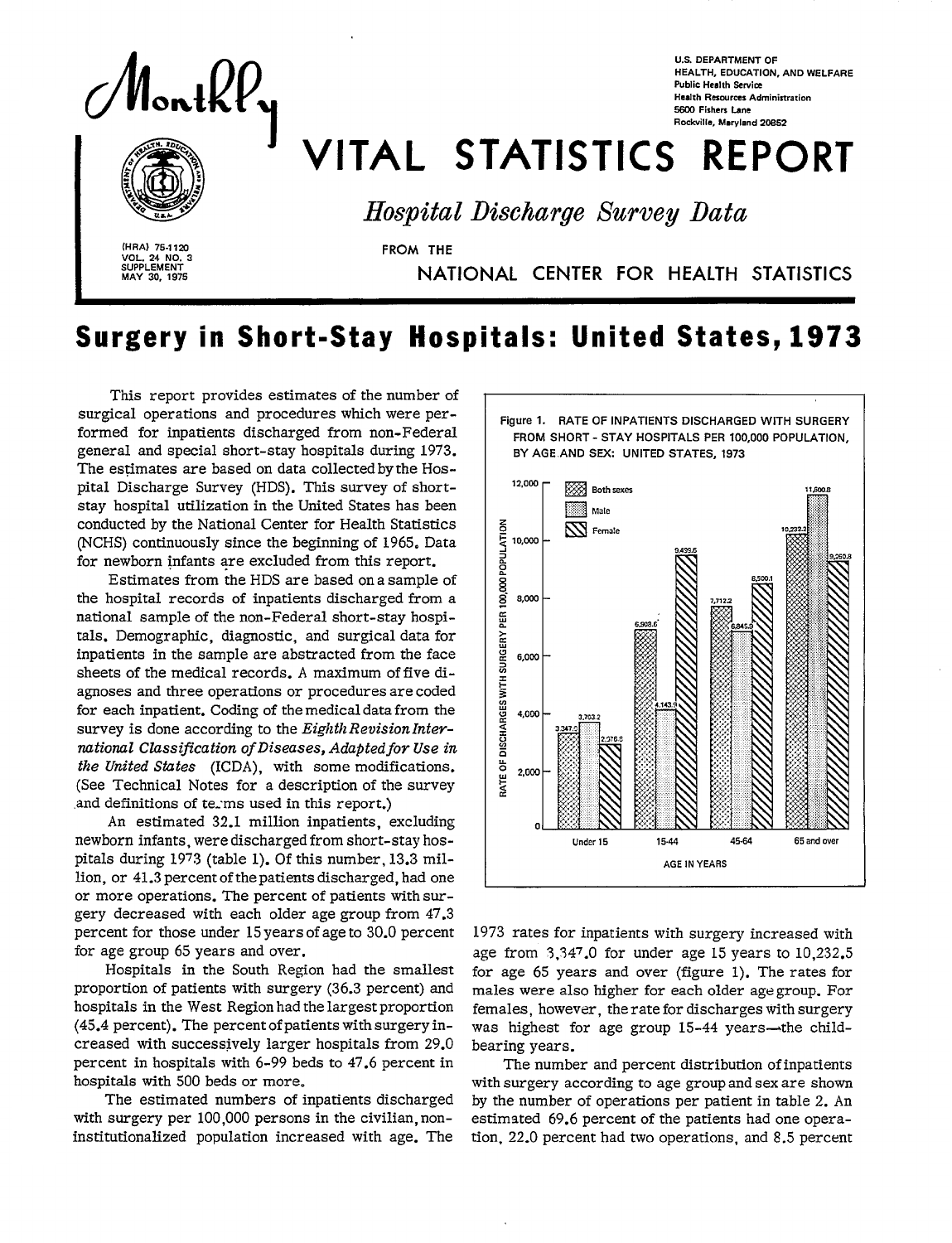# Monthly VITAL STATISTICS REPORT

U.S. DEPARTMENT OF HEALTH, EDUCATION, AND WELFARE
Public Health Service
Health Resources Administration
5600 Fishers Lane
Rockville, Maryland 20852

*Hospital Discharge Survey Data*

FROM THE NATIONAL CENTER FOR HEALTH STATISTICS

(HRA) 75-1120
VOL. 24 NO. 3
SUPPLEMENT
MAY 30, 1975

# Surgery in Short-Stay Hospitals: United States, 1973

This report provides estimates of the number of surgical operations and procedures which were performed for inpatients discharged from non-Federal general and special short-stay hospitals during 1973. The estimates are based on data collected by the Hospital Discharge Survey (HDS). This survey of short-stay hospital utilization in the United States has been conducted by the National Center for Health Statistics (NCHS) continuously since the beginning of 1965. Data for newborn infants are excluded from this report.

Estimates from the HDS are based on a sample of the hospital records of inpatients discharged from a national sample of the non-Federal short-stay hospitals. Demographic, diagnostic, and surgical data for inpatients in the sample are abstracted from the face sheets of the medical records. A maximum of five diagnoses and three operations or procedures are coded for each inpatient. Coding of the medical data from the survey is done according to the *Eighth Revision International Classification of Diseases, Adapted for Use in the United States* (ICDA), with some modifications. (See Technical Notes for a description of the survey and definitions of terms used in this report.)

An estimated 32.1 million inpatients, excluding newborn infants, were discharged from short-stay hospitals during 1973 (table 1). Of this number, 13.3 million, or 41.3 percent of the patients discharged, had one or more operations. The percent of patients with surgery decreased with each older age group from 47.3 percent for those under 15 years of age to 30.0 percent for age group 65 years and over.

Hospitals in the South Region had the smallest proportion of patients with surgery (36.3 percent) and hospitals in the West Region had the largest proportion (45.4 percent). The percent of patients with surgery increased with successively larger hospitals from 29.0 percent in hospitals with 6-99 beds to 47.6 percent in hospitals with 500 beds or more.

The estimated numbers of inpatients discharged with surgery per 100,000 persons in the civilian, noninstitutionalized population increased with age. The 1973 rates for inpatients with surgery increased with age from 3,347.0 for under age 15 years to 10,232.5 for age 65 years and over (figure 1). The rates for males were also higher for each older age group. For females, however, the rate for discharges with surgery was highest for age group 15-44 years—the childbearing years.

Figure 1. RATE OF INPATIENTS DISCHARGED WITH SURGERY FROM SHORT-STAY HOSPITALS PER 100,000 POPULATION, BY AGE AND SEX: UNITED STATES, 1973

| Age in years | Both sexes | Male | Female |
|---|---|---|---|
| Under 15 | 3,347.0 | 3,703.2 | 2,976.8 |
| 15-44 | 6,908.6 | 4,143.9 | 9,439.6 |
| 45-64 | 7,712.2 | 6,845.9 | 8,500.1 |
| 65 and over | 10,232.2 | 11,600.8 | 9,260.8 |

The number and percent distribution of inpatients with surgery according to age group and sex are shown by the number of operations per patient in table 2. An estimated 69.6 percent of the patients had one operation, 22.0 percent had two operations, and 8.5 percent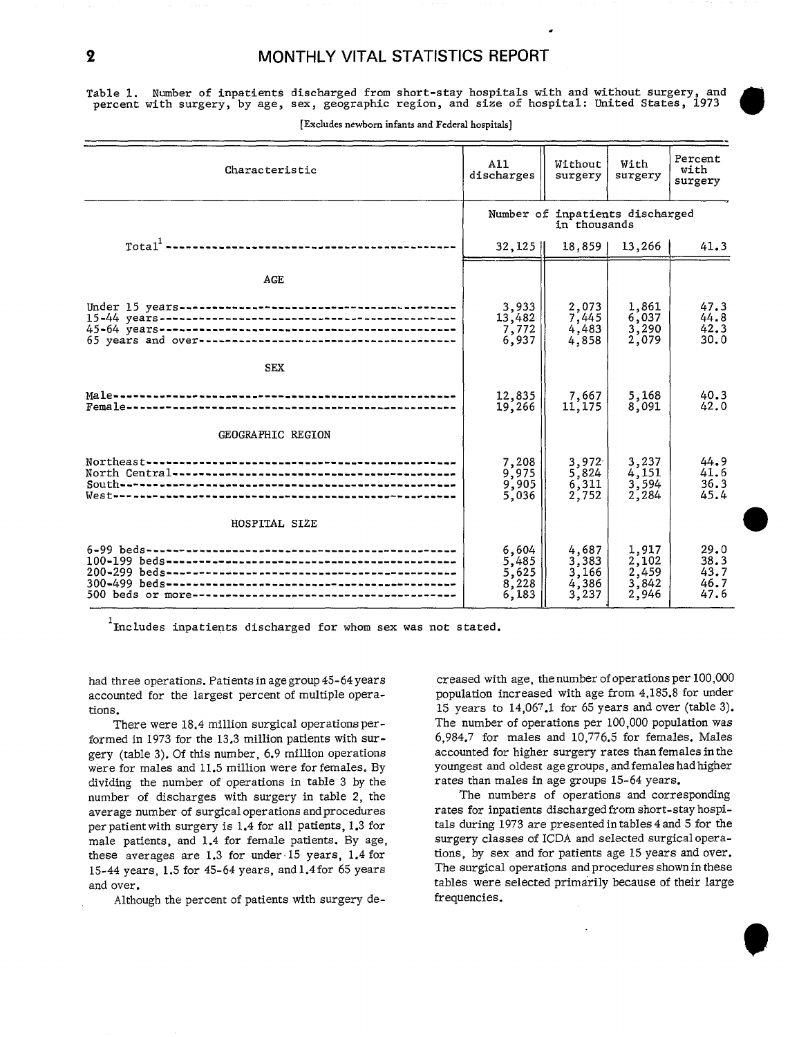Table 1. Number of inpatients discharged from short-stay hospitals with and without surgery, and percent with surgery, by age, sex, geographic region, and size of hospital: United States, 1973

[Excludes newborn infants and Federal hospitals]

| Characteristic | All discharges | Without surgery | With surgery | Percent with surgery |
|---|---|---|---|---|
| | Number of inpatients discharged in thousands | | | |
| Total[1] | 32,125 | 18,859 | 13,266 | 41.3 |
| **AGE** | | | | |
| Under 15 years | 3,933 | 2,073 | 1,861 | 47.3 |
| 15-44 years | 13,482 | 7,445 | 6,037 | 44.8 |
| 45-64 years | 7,772 | 4,483 | 3,290 | 42.3 |
| 65 years and over | 6,937 | 4,858 | 2,079 | 30.0 |
| **SEX** | | | | |
| Male | 12,835 | 7,667 | 5,168 | 40.3 |
| Female | 19,266 | 11,175 | 8,091 | 42.0 |
| **GEOGRAPHIC REGION** | | | | |
| Northeast | 7,208 | 3,972 | 3,237 | 44.9 |
| North Central | 9,975 | 5,824 | 4,151 | 41.6 |
| South | 9,905 | 6,311 | 3,594 | 36.3 |
| West | 5,036 | 2,752 | 2,284 | 45.4 |
| **HOSPITAL SIZE** | | | | |
| 6-99 beds | 6,604 | 4,687 | 1,917 | 29.0 |
| 100-199 beds | 5,485 | 3,383 | 2,102 | 38.3 |
| 200-299 beds | 5,625 | 3,166 | 2,459 | 43.7 |
| 300-499 beds | 8,228 | 4,386 | 3,842 | 46.7 |
| 500 beds or more | 6,183 | 3,237 | 2,946 | 47.6 |

[1]Includes inpatients discharged for whom sex was not stated.

had three operations. Patients in age group 45-64 years accounted for the largest percent of multiple operations.

There were 18.4 million surgical operations performed in 1973 for the 13.3 million patients with surgery (table 3). Of this number, 6.9 million operations were for males and 11.5 million were for females. By dividing the number of operations in table 3 by the number of discharges with surgery in table 2, the average number of surgical operations and procedures per patient with surgery is 1.4 for all patients, 1.3 for male patients, and 1.4 for female patients. By age, these averages are 1.3 for under 15 years, 1.4 for 15-44 years, 1.5 for 45-64 years, and 1.4 for 65 years and over.

Although the percent of patients with surgery decreased with age, the number of operations per 100,000 population increased with age from 4,185.8 for under 15 years to 14,067.1 for 65 years and over (table 3). The number of operations per 100,000 population was 6,984.7 for males and 10,776.5 for females. Males accounted for higher surgery rates than females in the youngest and oldest age groups, and females had higher rates than males in age groups 15-64 years.

The numbers of operations and corresponding rates for inpatients discharged from short-stay hospitals during 1973 are presented in tables 4 and 5 for the surgery classes of ICDA and selected surgical operations, by sex and for patients age 15 years and over. The surgical operations and procedures shown in these tables were selected primarily because of their large frequencies.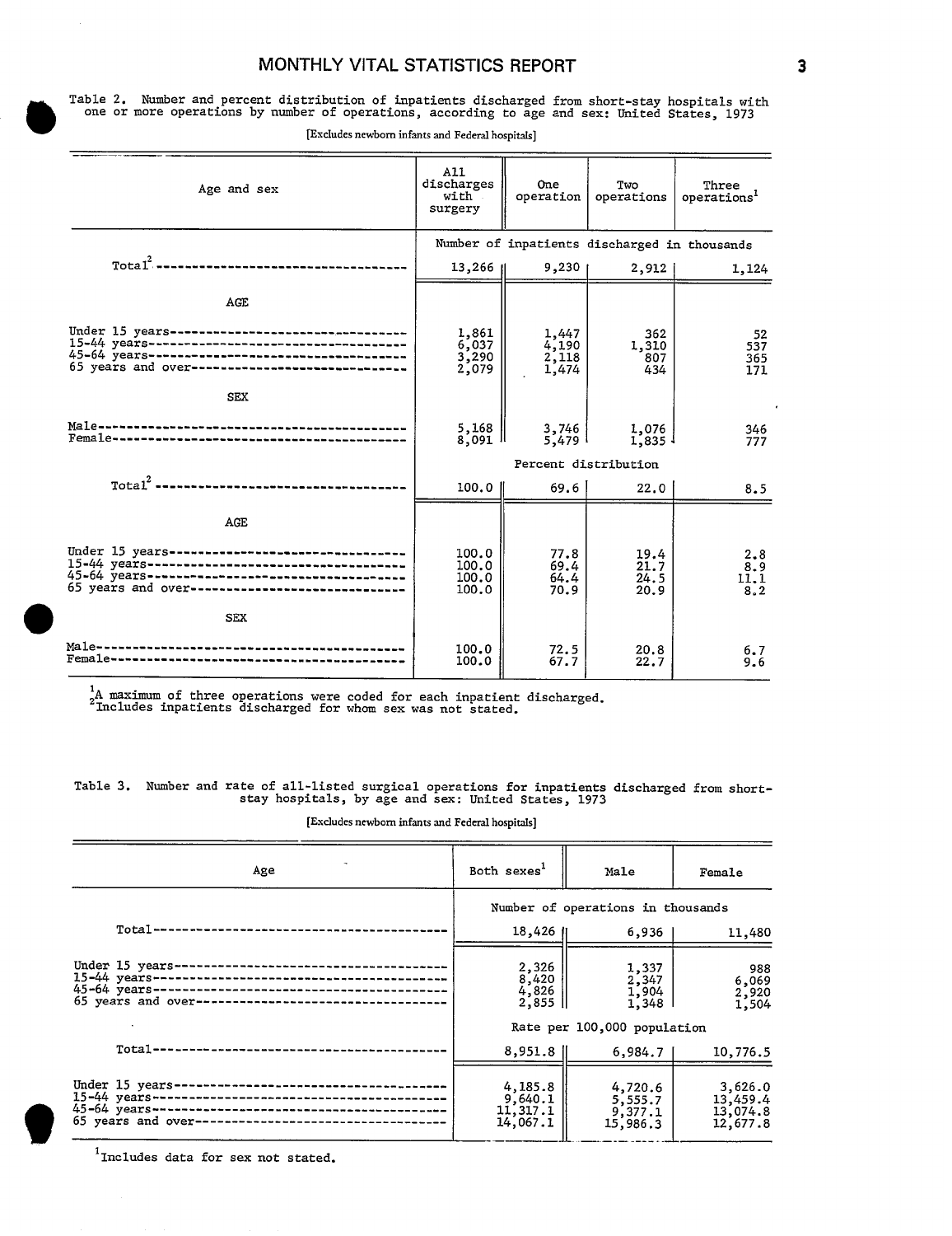Table 2. Number and percent distribution of inpatients discharged from short-stay hospitals with one or more operations by number of operations, according to age and sex: United States, 1973

[Excludes newborn infants and Federal hospitals]

| Age and sex | All discharges with surgery | One operation | Two operations | Three operations[1] |
|---|---|---|---|---|
| | Number of inpatients discharged in thousands | | | |
| Total[2] | 13,266 | 9,230 | 2,912 | 1,124 |
| **AGE** | | | | |
| Under 15 years | 1,861 | 1,447 | 362 | 52 |
| 15-44 years | 6,037 | 4,190 | 1,310 | 537 |
| 45-64 years | 3,290 | 2,118 | 807 | 365 |
| 65 years and over | 2,079 | 1,474 | 434 | 171 |
| **SEX** | | | | |
| Male | 5,168 | 3,746 | 1,076 | 346 |
| Female | 8,091 | 5,479 | 1,835 | 777 |
| | Percent distribution | | | |
| Total[2] | 100.0 | 69.6 | 22.0 | 8.5 |
| **AGE** | | | | |
| Under 15 years | 100.0 | 77.8 | 19.4 | 2.8 |
| 15-44 years | 100.0 | 69.4 | 21.7 | 8.9 |
| 45-64 years | 100.0 | 64.4 | 24.5 | 11.1 |
| 65 years and over | 100.0 | 70.9 | 20.9 | 8.2 |
| **SEX** | | | | |
| Male | 100.0 | 72.5 | 20.8 | 6.7 |
| Female | 100.0 | 67.7 | 22.7 | 9.6 |

[1]A maximum of three operations were coded for each inpatient discharged.
[2]Includes inpatients discharged for whom sex was not stated.

Table 3. Number and rate of all-listed surgical operations for inpatients discharged from short-stay hospitals, by age and sex: United States, 1973

[Excludes newborn infants and Federal hospitals]

| Age | Both sexes[1] | Male | Female |
|---|---|---|---|
| | Number of operations in thousands | | |
| Total | 18,426 | 6,936 | 11,480 |
| Under 15 years | 2,326 | 1,337 | 988 |
| 15-44 years | 8,420 | 2,347 | 6,069 |
| 45-64 years | 4,826 | 1,904 | 2,920 |
| 65 years and over | 2,855 | 1,348 | 1,504 |
| | Rate per 100,000 population | | |
| Total | 8,951.8 | 6,984.7 | 10,776.5 |
| Under 15 years | 4,185.8 | 4,720.6 | 3,626.0 |
| 15-44 years | 9,640.1 | 5,555.7 | 13,459.4 |
| 45-64 years | 11,317.1 | 9,377.1 | 13,074.8 |
| 65 years and over | 14,067.1 | 15,986.3 | 12,677.8 |

[1]Includes data for sex not stated.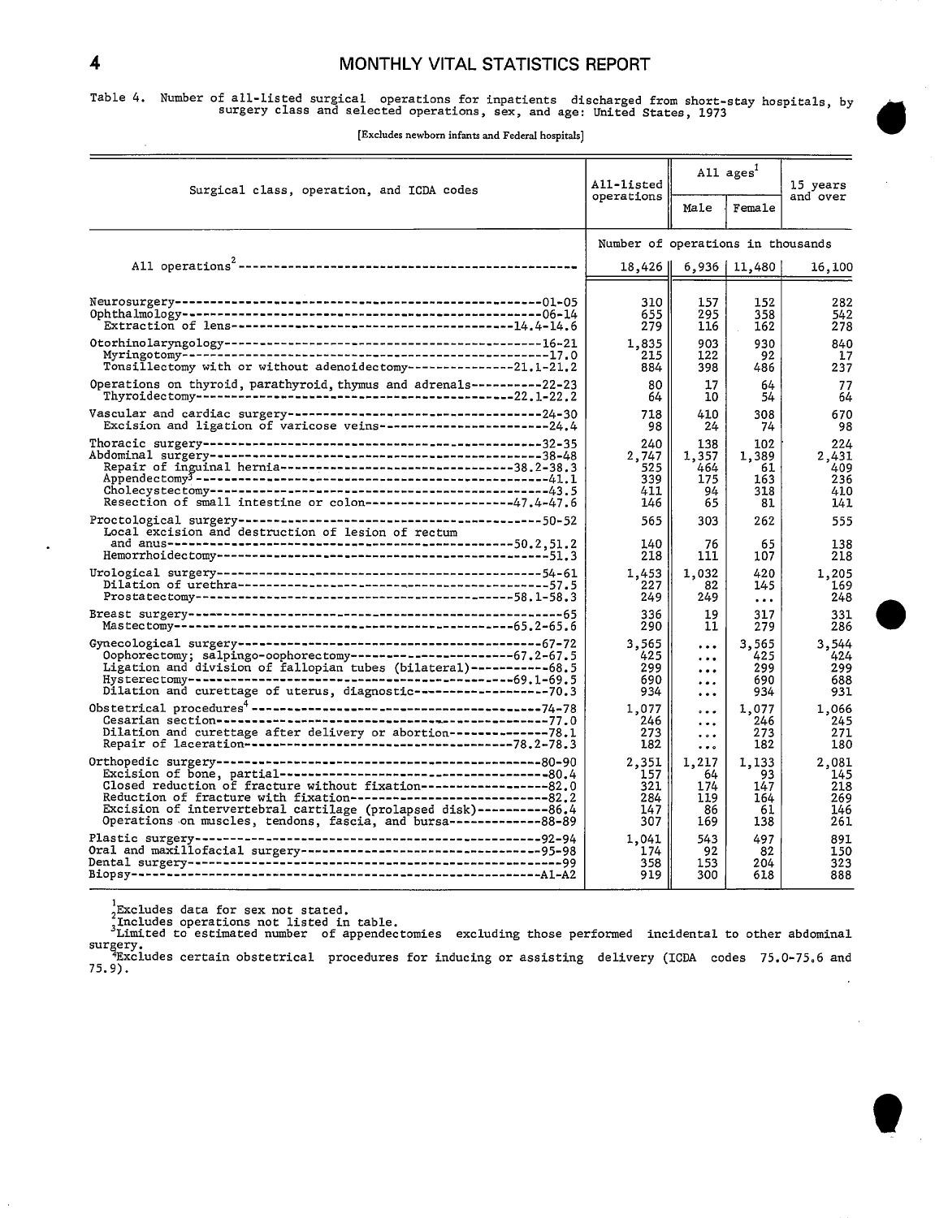Table 4. Number of all-listed surgical operations for inpatients discharged from short-stay hospitals, by surgery class and selected operations, sex, and age: United States, 1973

[Excludes newborn infants and Federal hospitals]

| Surgical class, operation, and ICDA codes | All-listed operations | All ages[1] | | 15 years and over |
|---|---|---|---|---|
| | | Male | Female | |
| | Number of operations in thousands | | | |
| All operations[2] | 18,426 | 6,936 | 11,480 | 16,100 |
| Neurosurgery---01-05 | 310 | 157 | 152 | 282 |
| Ophthalmology---06-14 | 655 | 295 | 358 | 542 |
| Extraction of lens---14.4-14.6 | 279 | 116 | 162 | 278 |
| Otorhinolaryngology---16-21 | 1,835 | 903 | 930 | 840 |
| Myringotomy---17.0 | 215 | 122 | 92 | 17 |
| Tonsillectomy with or without adenoidectomy---21.1-21.2 | 884 | 398 | 486 | 237 |
| Operations on thyroid, parathyroid, thymus and adrenals---22-23 | 80 | 17 | 64 | 77 |
| Thyroidectomy---22.1-22.2 | 64 | 10 | 54 | 64 |
| Vascular and cardiac surgery---24-30 | 718 | 410 | 308 | 670 |
| Excision and ligation of varicose veins---24.4 | 98 | 24 | 74 | 98 |
| Thoracic surgery---32-35 | 240 | 138 | 102 | 224 |
| Abdominal surgery---38-48 | 2,747 | 1,357 | 1,389 | 2,431 |
| Repair of inguinal hernia---38.2-38.3 | 525 | 464 | 61 | 409 |
| Appendectomy[3]---41.1 | 339 | 175 | 163 | 236 |
| Cholecystectomy---43.5 | 411 | 94 | 318 | 410 |
| Resection of small intestine or colon---47.4-47.6 | 146 | 65 | 81 | 141 |
| Proctological surgery---50-52 | 565 | 303 | 262 | 555 |
| Local excision and destruction of lesion of rectum and anus---50.2,51.2 | 140 | 76 | 65 | 138 |
| Hemorrhoidectomy---51.3 | 218 | 111 | 107 | 218 |
| Urological surgery---54-61 | 1,453 | 1,032 | 420 | 1,205 |
| Dilation of urethra---57.5 | 227 | 82 | 145 | 169 |
| Prostatectomy---58.1-58.3 | 249 | 249 | ... | 248 |
| Breast surgery---65 | 336 | 19 | 317 | 331 |
| Mastectomy---65.2-65.6 | 290 | 11 | 279 | 286 |
| Gynecological surgery---67-72 | 3,565 | ... | 3,565 | 3,544 |
| Oophorectomy; salpingo-oophorectomy---67.2-67.5 | 425 | ... | 425 | 424 |
| Ligation and division of fallopian tubes (bilateral)---68.5 | 299 | ... | 299 | 299 |
| Hysterectomy---69.1-69.5 | 690 | ... | 690 | 688 |
| Dilation and curettage of uterus, diagnostic---70.3 | 934 | ... | 934 | 931 |
| Obstetrical procedures[4]---74-78 | 1,077 | ... | 1,077 | 1,066 |
| Cesarian section---77.0 | 246 | ... | 246 | 245 |
| Dilation and curettage after delivery or abortion---78.1 | 273 | ... | 273 | 271 |
| Repair of laceration---78.2-78.3 | 182 | ... | 182 | 180 |
| Orthopedic surgery---80-90 | 2,351 | 1,217 | 1,133 | 2,081 |
| Excision of bone, partial---80.4 | 157 | 64 | 93 | 145 |
| Closed reduction of fracture without fixation---82.0 | 321 | 174 | 147 | 218 |
| Reduction of fracture with fixation---82.2 | 284 | 119 | 164 | 269 |
| Excision of intervertebral cartilage (prolapsed disk)---86.4 | 147 | 86 | 61 | 146 |
| Operations on muscles, tendons, fascia, and bursa---88-89 | 307 | 169 | 138 | 261 |
| Plastic surgery---92-94 | 1,041 | 543 | 497 | 891 |
| Oral and maxillofacial surgery---95-98 | 174 | 92 | 82 | 150 |
| Dental surgery---99 | 358 | 153 | 204 | 323 |
| Biopsy---A1-A2 | 919 | 300 | 618 | 888 |

[1]Excludes data for sex not stated.
[2]Includes operations not listed in table.
[3]Limited to estimated number of appendectomies excluding those performed incidental to other abdominal surgery.
[4]Excludes certain obstetrical procedures for inducing or assisting delivery (ICDA codes 75.0-75.6 and 75.9).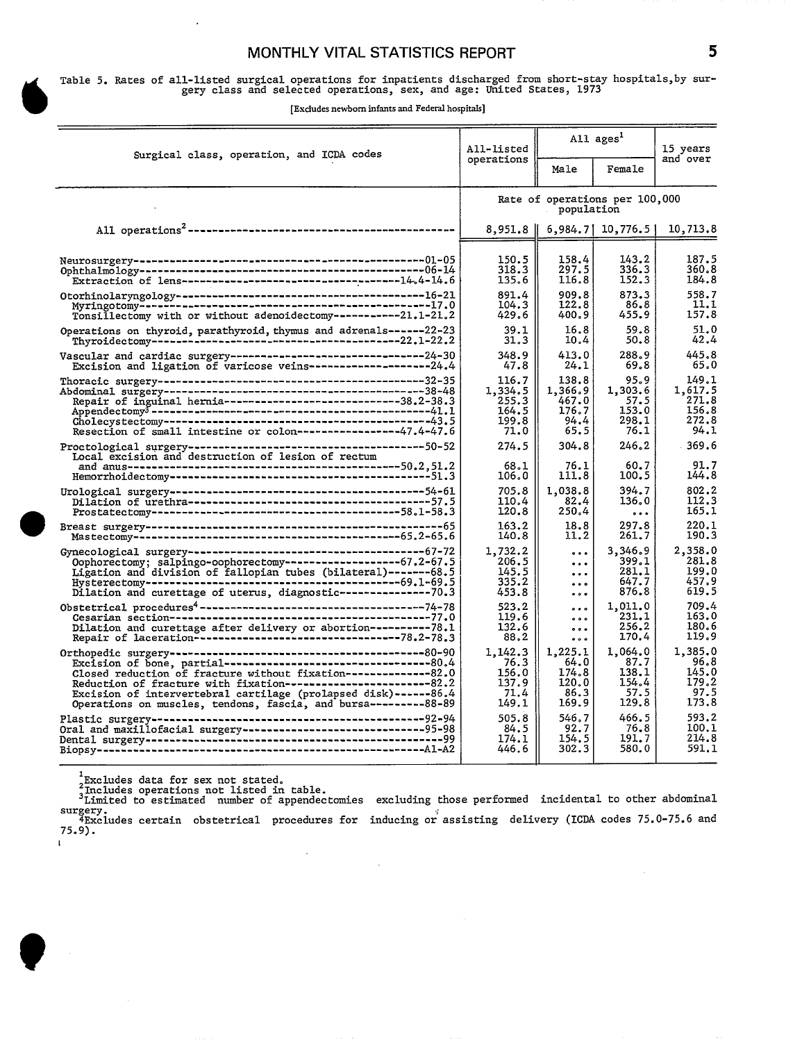Table 5. Rates of all-listed surgical operations for inpatients discharged from short-stay hospitals, by surgery class and selected operations, sex, and age: United States, 1973

[Excludes newborn infants and Federal hospitals]

| Surgical class, operation, and ICDA codes | All-listed operations | All ages[1] | | 15 years and over |
|---|---|---|---|---|
| | | Male | Female | |
| | Rate of operations per 100,000 population | | | |
| All operations[2] | 8,951.8 | 6,984.7 | 10,776.5 | 10,713.8 |
| Neurosurgery 01-05 | 150.5 | 158.4 | 143.2 | 187.5 |
| Ophthalmology 06-14 | 318.3 | 297.5 | 336.3 | 360.8 |
| Extraction of lens 14.4-14.6 | 135.6 | 116.8 | 152.3 | 184.8 |
| Otorhinolaryngology 16-21 | 891.4 | 909.8 | 873.3 | 558.7 |
| Myringotomy 17.0 | 104.3 | 122.8 | 86.8 | 11.1 |
| Tonsillectomy with or without adenoidectomy 21.1-21.2 | 429.6 | 400.9 | 455.9 | 157.8 |
| Operations on thyroid, parathyroid, thymus and adrenals 22-23 | 39.1 | 16.8 | 59.8 | 51.0 |
| Thyroidectomy 22.1-22.2 | 31.3 | 10.4 | 50.8 | 42.4 |
| Vascular and cardiac surgery 24-30 | 348.9 | 413.0 | 288.9 | 445.8 |
| Excision and ligation of varicose veins 24.4 | 47.8 | 24.1 | 69.8 | 65.0 |
| Thoracic surgery 32-35 | 116.7 | 138.8 | 95.9 | 149.1 |
| Abdominal surgery 38-48 | 1,334.5 | 1,366.9 | 1,303.6 | 1,617.5 |
| Repair of inguinal hernia 38.2-38.3 | 255.3 | 467.0 | 57.5 | 271.8 |
| Appendectomy[3] 41.1 | 164.5 | 176.7 | 153.0 | 156.8 |
| Cholecystectomy 43.5 | 199.8 | 94.4 | 298.1 | 272.8 |
| Resection of small intestine or colon 47.4-47.6 | 71.0 | 65.5 | 76.1 | 94.1 |
| Proctological surgery 50-52 | 274.5 | 304.8 | 246.2 | 369.6 |
| Local excision and destruction of lesion of rectum and anus 50.2,51.2 | 68.1 | 76.1 | 60.7 | 91.7 |
| Hemorrhoidectomy 51.3 | 106.0 | 111.8 | 100.5 | 144.8 |
| Urological surgery 54-61 | 705.8 | 1,038.8 | 394.7 | 802.2 |
| Dilation of urethra 57.5 | 110.4 | 82.4 | 136.0 | 112.3 |
| Prostatectomy 58.1-58.3 | 120.8 | 250.4 | ... | 165.1 |
| Breast surgery 65 | 163.2 | 18.8 | 297.8 | 220.1 |
| Mastectomy 65.2-65.6 | 140.8 | 11.2 | 261.7 | 190.3 |
| Gynecological surgery 67-72 | 1,732.2 | ... | 3,346.9 | 2,358.0 |
| Oophorectomy; salpingo-oophorectomy 67.2-67.5 | 206.5 | ... | 399.1 | 281.8 |
| Ligation and division of fallopian tubes (bilateral) 68.5 | 145.5 | ... | 281.1 | 199.0 |
| Hysterectomy 69.1-69.5 | 335.2 | ... | 647.7 | 457.9 |
| Dilation and curettage of uterus, diagnostic 70.3 | 453.8 | ... | 876.8 | 619.5 |
| Obstetrical procedures[4] 74-78 | 523.2 | ... | 1,011.0 | 709.4 |
| Cesarian section 77.0 | 119.6 | ... | 231.1 | 163.0 |
| Dilation and curettage after delivery or abortion 78.1 | 132.6 | ... | 256.2 | 180.6 |
| Repair of laceration 78.2-78.3 | 88.2 | ... | 170.4 | 119.9 |
| Orthopedic surgery 80-90 | 1,142.3 | 1,225.1 | 1,064.0 | 1,385.0 |
| Excision of bone, partial 80.4 | 76.3 | 64.0 | 87.7 | 96.8 |
| Closed reduction of fracture without fixation 82.0 | 156.0 | 174.8 | 138.1 | 145.0 |
| Reduction of fracture with fixation 82.2 | 137.9 | 120.0 | 154.4 | 179.2 |
| Excision of intervertebral cartilage (prolapsed disk) 86.4 | 71.4 | 86.3 | 57.5 | 97.5 |
| Operations on muscles, tendons, fascia, and bursa 88-89 | 149.1 | 169.9 | 129.8 | 173.8 |
| Plastic surgery 92-94 | 505.8 | 546.7 | 466.5 | 593.2 |
| Oral and maxillofacial surgery 95-98 | 84.5 | 92.7 | 76.8 | 100.1 |
| Dental surgery 99 | 174.1 | 154.5 | 191.7 | 214.8 |
| Biopsy A1-A2 | 446.6 | 302.3 | 580.0 | 591.1 |

[1] Excludes data for sex not stated.
[2] Includes operations not listed in table.
[3] Limited to estimated number of appendectomies excluding those performed incidental to other abdominal surgery.
[4] Excludes certain obstetrical procedures for inducing or assisting delivery (ICDA codes 75.0-75.6 and 75.9).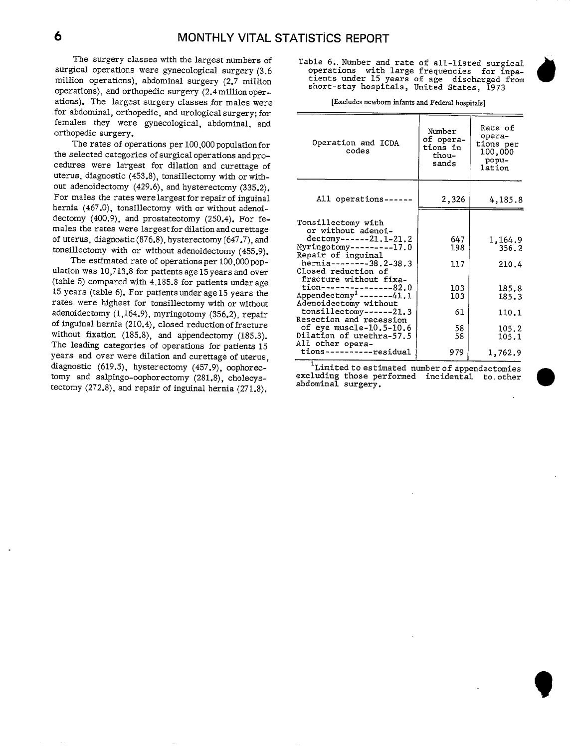The surgery classes with the largest numbers of surgical operations were gynecological surgery (3.6 million operations), abdominal surgery (2.7 million operations), and orthopedic surgery (2.4 million operations). The largest surgery classes for males were for abdominal, orthopedic, and urological surgery; for females they were gynecological, abdominal, and orthopedic surgery.

The rates of operations per 100,000 population for the selected categories of surgical operations and procedures were largest for dilation and curettage of uterus, diagnostic (453.8), tonsillectomy with or without adenoidectomy (429.6), and hysterectomy (335.2). For males the rates were largest for repair of inguinal hernia (467.0), tonsillectomy with or without adenoidectomy (400.9), and prostatectomy (250.4). For females the rates were largest for dilation and curettage of uterus, diagnostic (876.8), hysterectomy (647.7), and tonsillectomy with or without adenoidectomy (455.9).

The estimated rate of operations per 100,000 population was 10,713.8 for patients age 15 years and over (table 5) compared with 4,185.8 for patients under age 15 years (table 6). For patients under age 15 years the rates were highest for tonsillectomy with or without adenoidectomy (1,164.9), myringotomy (356.2), repair of inguinal hernia (210.4), closed reduction of fracture without fixation (185.8), and appendectomy (185.3). The leading categories of operations for patients 15 years and over were dilation and curettage of uterus, diagnostic (619.5), hysterectomy (457.9), oophorectomy and salpingo-oophorectomy (281.8), cholecystectomy (272.8), and repair of inguinal hernia (271.8).

Table 6. Number and rate of all-listed surgical operations with large frequencies for inpatients under 15 years of age discharged from short-stay hospitals, United States, 1973

[Excludes newborn infants and Federal hospitals]

| Operation and ICDA codes | Number of operations in thousands | Rate of operations per 100,000 population |
|---|---|---|
| All operations------ | 2,326 | 4,185.8 |
| Tonsillectomy with or without adenoidectomy------21.1-21.2 | 647 | 1,164.9 |
| Myringotomy---------17.0 | 198 | 356.2 |
| Repair of inguinal hernia--------38.2-38.3 | 117 | 210.4 |
| Closed reduction of fracture without fixation---------------82.0 | 103 | 185.8 |
| Appendectomy[1] -------41.1 | 103 | 185.3 |
| Adenoidectomy without tonsillectomy------21.3 | 61 | 110.1 |
| Resection and recession of eye muscle-10.5-10.6 | 58 | 105.2 |
| Dilation of urethra-57.5 | 58 | 105.1 |
| All other operations----------residual | 979 | 1,762.9 |

[1]Limited to estimated number of appendectomies excluding those performed incidental to other abdominal surgery.